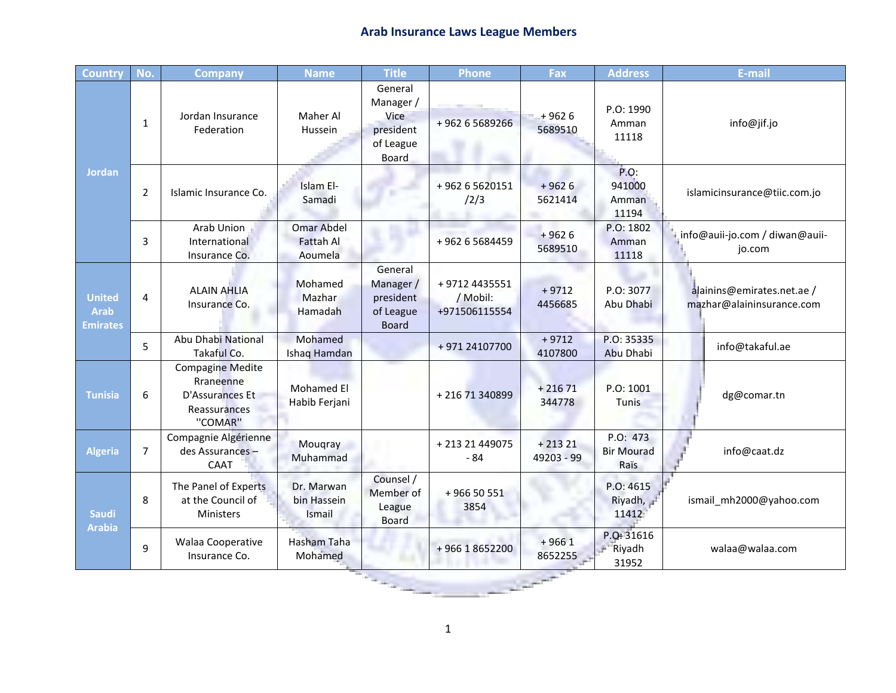## Arab Insurance Laws League Members

| Country | No. | Company | Name | Title | Phone | Fax | Address | E-mail |
|---|---|---|---|---|---|---|---|---|
| Jordan | 1 | Jordan Insurance Federation | Maher Al Hussein | General Manager / Vice president of League Board | + 962 6 5689266 | + 962 6 5689510 | P.O: 1990 Amman 11118 | info@jif.jo |
| | 2 | Islamic Insurance Co. | Islam El-Samadi | | + 962 6 5620151 /2/3 | + 962 6 5621414 | P.O: 941000 Amman 11194 | islamicinsurance@tiic.com.jo |
| | 3 | Arab Union International Insurance Co. | Omar Abdel Fattah Al Aoumela | | + 962 6 5684459 | + 962 6 5689510 | P.O: 1802 Amman 11118 | info@auii-jo.com / diwan@auii-jo.com |
| United Arab Emirates | 4 | ALAIN AHLIA Insurance Co. | Mohamed Mazhar Hamadah | General Manager / president of League Board | + 9712 4435551 / Mobil: +971506115554 | + 9712 4456685 | P.O: 3077 Abu Dhabi | alainins@emirates.net.ae / mazhar@alaininsurance.com |
| | 5 | Abu Dhabi National Takaful Co. | Mohamed Ishaq Hamdan | | + 971 24107700 | + 9712 4107800 | P.O: 35335 Abu Dhabi | info@takaful.ae |
| Tunisia | 6 | Compagine Medite Rraneenne D'Assurances Et Reassurances "COMAR" | Mohamed El Habib Ferjani | | + 216 71 340899 | + 216 71 344778 | P.O: 1001 Tunis | dg@comar.tn |
| Algeria | 7 | Compagnie Algérienne des Assurances – CAAT | Mouqray Muhammad | | + 213 21 449075 - 84 | + 213 21 49203 - 99 | P.O: 473 Bir Mourad Raïs | info@caat.dz |
| Saudi Arabia | 8 | The Panel of Experts at the Council of Ministers | Dr. Marwan bin Hassein Ismail | Counsel / Member of League Board | + 966 50 551 3854 | | P.O: 4615 Riyadh, 11412 | ismail_mh2000@yahoo.com |
| | 9 | Walaa Cooperative Insurance Co. | Hasham Taha Mohamed | | + 966 1 8652200 | + 966 1 8652255 | P.O: 31616 Riyadh 31952 | walaa@walaa.com |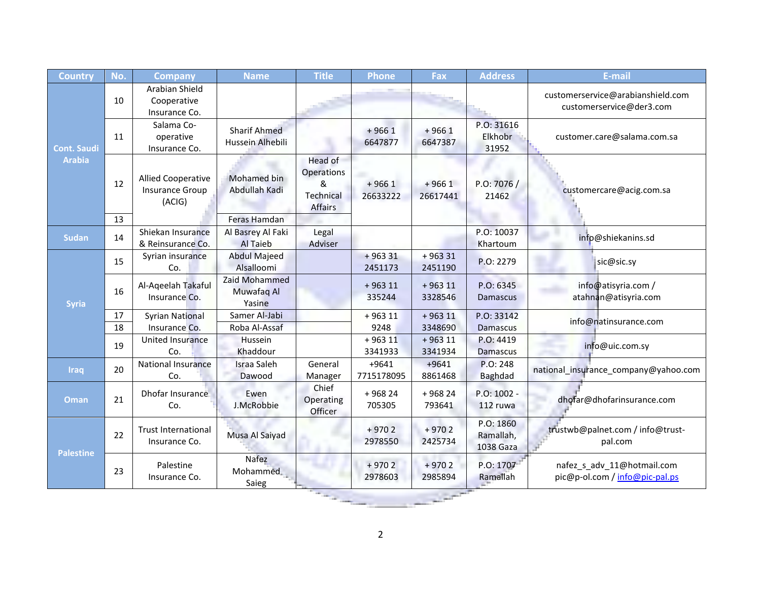| Country | No. | Company | Name | Title | Phone | Fax | Address | E-mail |
|---|---|---|---|---|---|---|---|---|
| Cont. Saudi Arabia | 10 | Arabian Shield Cooperative Insurance Co. | | | | | | customerservice@arabianshield.com customerservice@der3.com |
| | 11 | Salama Co-operative Insurance Co. | Sharif Ahmed Hussein Alhebili | | + 966 1 6647877 | + 966 1 6647387 | P.O: 31616 Elkhobr 31952 | customer.care@salama.com.sa |
| | 12 | Allied Cooperative Insurance Group (ACIG) | Mohamed bin Abdullah Kadi | Head of Operations & Technical Affairs | + 966 1 26633222 | + 966 1 26617441 | P.O: 7076 / 21462 | customercare@acig.com.sa |
| | 13 | | Feras Hamdan | | | | | |
| Sudan | 14 | Shiekan Insurance & Reinsurance Co. | Al Basrey Al Faki Al Taieb | Legal Adviser | | | P.O: 10037 Khartoum | info@shiekanins.sd |
| Syria | 15 | Syrian insurance Co. | Abdul Majeed Alsalloomi | | + 963 31 2451173 | + 963 31 2451190 | P.O: 2279 | sic@sic.sy |
| | 16 | Al-Aqeelah Takaful Insurance Co. | Zaid Mohammed Muwafaq Al Yasine | | + 963 11 335244 | + 963 11 3328546 | P.O: 6345 Damascus | info@atisyria.com / atahnan@atisyria.com |
| | 17 | Syrian National Insurance Co. | Samer Al-Jabi | | + 963 11 9248 | + 963 11 3348690 | P.O: 33142 Damascus | info@natinsurance.com |
| | 18 | | Roba Al-Assaf | | | | | |
| | 19 | United Insurance Co. | Hussein Khaddour | | + 963 11 3341933 | + 963 11 3341934 | P.O: 4419 Damascus | info@uic.com.sy |
| Iraq | 20 | National Insurance Co. | Israa Saleh Dawood | General Manager | +9641 7715178095 | +9641 8861468 | P.O: 248 Baghdad | national_insurance_company@yahoo.com |
| Oman | 21 | Dhofar Insurance Co. | Ewen J.McRobbie | Chief Operating Officer | + 968 24 705305 | + 968 24 793641 | P.O: 1002 - 112 ruwa | dhofar@dhofarinsurance.com |
| Palestine | 22 | Trust International Insurance Co. | Musa Al Saiyad | | + 970 2 2978550 | + 970 2 2425734 | P.O: 1860 Ramallah, 1038 Gaza | trustwb@palnet.com / info@trust-pal.com |
| | 23 | Palestine Insurance Co. | Nafez Mohammed Saieg | | + 970 2 2978603 | + 970 2 2985894 | P.O: 1707 Ramallah | nafez_s_adv_11@hotmail.com pic@p-ol.com / info@pic-pal.ps |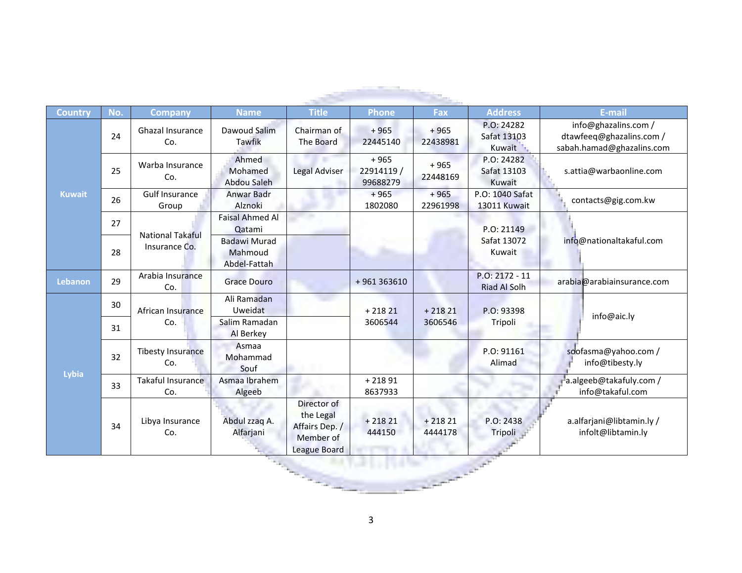| Country | No. | Company | Name | Title | Phone | Fax | Address | E-mail |
|---|---|---|---|---|---|---|---|---|
| Kuwait | 24 | Ghazal Insurance Co. | Dawoud Salim Tawfik | Chairman of The Board | + 965 22445140 | + 965 22438981 | P.O: 24282 Safat 13103 Kuwait | info@ghazalins.com / dtawfeeq@ghazalins.com / sabah.hamad@ghazalins.com |
| | 25 | Warba Insurance Co. | Ahmed Mohamed Abdou Saleh | Legal Adviser | + 965 22914119 / 99688279 | + 965 22448169 | P.O: 24282 Safat 13103 Kuwait | s.attia@warbaonline.com |
| | 26 | Gulf Insurance Group | Anwar Badr Alznoki | | + 965 1802080 | + 965 22961998 | P.O: 1040 Safat 13011 Kuwait | contacts@gig.com.kw |
| | 27 | National Takaful Insurance Co. | Faisal Ahmed Al Qatami | | | | P.O: 21149 Safat 13072 Kuwait | info@nationaltakaful.com |
| | 28 | | Badawi Murad Mahmoud Abdel-Fattah | | | | | |
| Lebanon | 29 | Arabia Insurance Co. | Grace Douro | | + 961 363610 | | P.O: 2172 - 11 Riad Al Solh | arabia@arabiainsurance.com |
| Lybia | 30 | African Insurance Co. | Ali Ramadan Uweidat | | + 218 21 3606544 | + 218 21 3606546 | P.O: 93398 Tripoli | info@aic.ly |
| | 31 | | Salim Ramadan Al Berkey | | | | | |
| | 32 | Tibesty Insurance Co. | Asmaa Mohammad Souf | | | | P.O: 91161 Alimad | soofasma@yahoo.com / info@tibesty.ly |
| | 33 | Takaful Insurance Co. | Asmaa Ibrahem Algeeb | | + 218 91 8637933 | | | a.algeeb@takafuly.com / info@takaful.com |
| | 34 | Libya Insurance Co. | Abdul zzaq A. Alfarjani | Director of the Legal Affairs Dep. / Member of League Board | + 218 21 444150 | + 218 21 4444178 | P.O: 2438 Tripoli | a.alfarjani@libtamin.ly / infolt@libtamin.ly |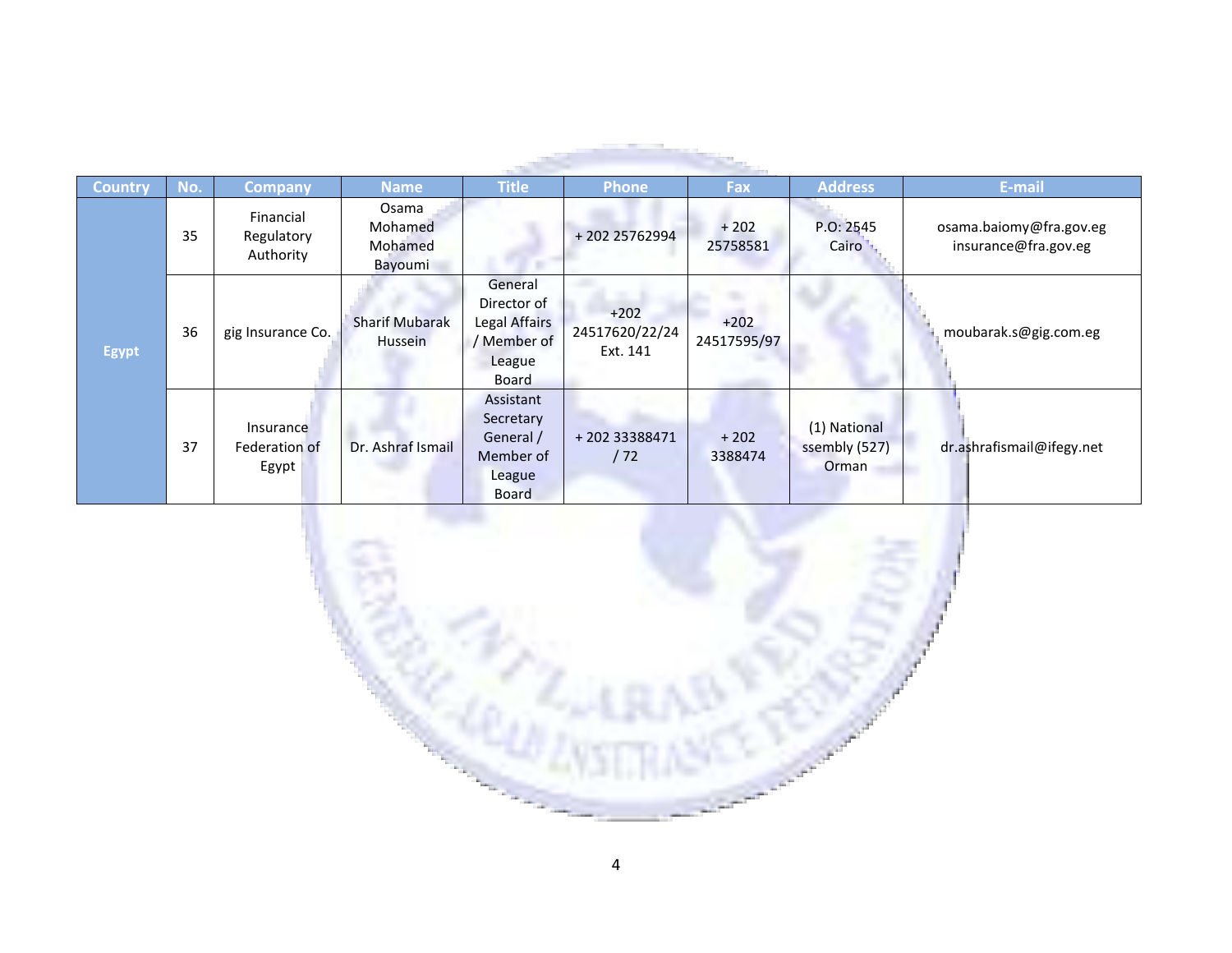| Country | No. | Company | Name | Title | Phone | Fax | Address | E-mail |
|---|---|---|---|---|---|---|---|---|
| Egypt | 35 | Financial Regulatory Authority | Osama Mohamed Mohamed Bayoumi | | + 202 25762994 | + 202 25758581 | P.O: 2545 Cairo | osama.baiomy@fra.gov.eg insurance@fra.gov.eg |
| | 36 | gig Insurance Co. | Sharif Mubarak Hussein | General Director of Legal Affairs / Member of League Board | +202 24517620/22/24 Ext. 141 | +202 24517595/97 | | moubarak.s@gig.com.eg |
| | 37 | Insurance Federation of Egypt | Dr. Ashraf Ismail | Assistant Secretary General / Member of League Board | + 202 33388471 / 72 | + 202 3388474 | (1) National ssembly (527) Orman | dr.ashrafismail@ifegy.net |